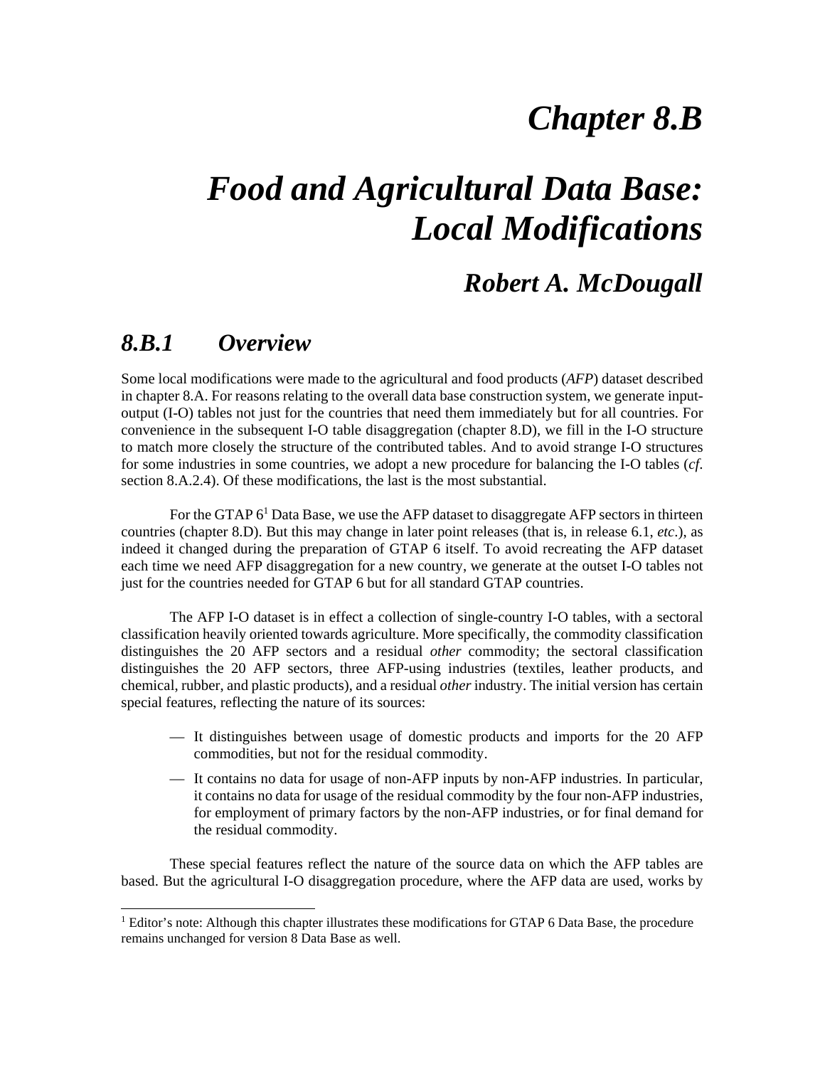# *Chapter 8.B*

# *Food and Agricultural Data Base: Local Modifications*

### *Robert A. McDougall*

## *8.B.1 Overview*

Some local modifications were made to the agricultural and food products (*AFP*) dataset described in chapter 8.A. For reasons relating to the overall data base construction system, we generate input-output (I-O) tables not just for the countries that need them immediately but for all countries. For convenience in the subsequent I-O table disaggregation (chapter 8.D), we fill in the I-O structure to match more closely the structure of the contributed tables. And to avoid strange I-O structures for some industries in some countries, we adopt a new procedure for balancing the I-O tables (*cf.* section 8.A.2.4). Of these modifications, the last is the most substantial.

For the GTAP 6[1] Data Base, we use the AFP dataset to disaggregate AFP sectors in thirteen countries (chapter 8.D). But this may change in later point releases (that is, in release 6.1, *etc*.), as indeed it changed during the preparation of GTAP 6 itself. To avoid recreating the AFP dataset each time we need AFP disaggregation for a new country, we generate at the outset I-O tables not just for the countries needed for GTAP 6 but for all standard GTAP countries.

The AFP I-O dataset is in effect a collection of single-country I-O tables, with a sectoral classification heavily oriented towards agriculture. More specifically, the commodity classification distinguishes the 20 AFP sectors and a residual *other* commodity; the sectoral classification distinguishes the 20 AFP sectors, three AFP-using industries (textiles, leather products, and chemical, rubber, and plastic products), and a residual *other* industry. The initial version has certain special features, reflecting the nature of its sources:

- It distinguishes between usage of domestic products and imports for the 20 AFP commodities, but not for the residual commodity.
- It contains no data for usage of non-AFP inputs by non-AFP industries. In particular, it contains no data for usage of the residual commodity by the four non-AFP industries, for employment of primary factors by the non-AFP industries, or for final demand for the residual commodity.

These special features reflect the nature of the source data on which the AFP tables are based. But the agricultural I-O disaggregation procedure, where the AFP data are used, works by

[1] Editor's note: Although this chapter illustrates these modifications for GTAP 6 Data Base, the procedure remains unchanged for version 8 Data Base as well.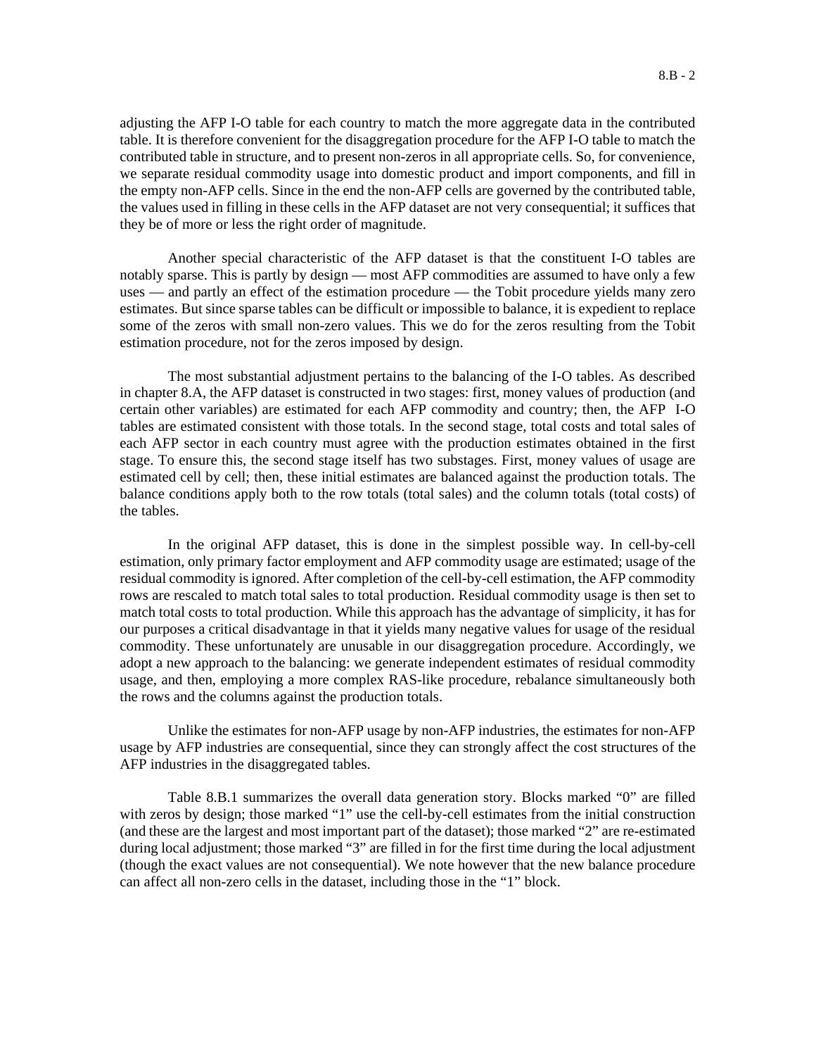adjusting the AFP I-O table for each country to match the more aggregate data in the contributed table. It is therefore convenient for the disaggregation procedure for the AFP I-O table to match the contributed table in structure, and to present non-zeros in all appropriate cells. So, for convenience, we separate residual commodity usage into domestic product and import components, and fill in the empty non-AFP cells. Since in the end the non-AFP cells are governed by the contributed table, the values used in filling in these cells in the AFP dataset are not very consequential; it suffices that they be of more or less the right order of magnitude.

Another special characteristic of the AFP dataset is that the constituent I-O tables are notably sparse. This is partly by design — most AFP commodities are assumed to have only a few uses — and partly an effect of the estimation procedure — the Tobit procedure yields many zero estimates. But since sparse tables can be difficult or impossible to balance, it is expedient to replace some of the zeros with small non-zero values. This we do for the zeros resulting from the Tobit estimation procedure, not for the zeros imposed by design.

The most substantial adjustment pertains to the balancing of the I-O tables. As described in chapter 8.A, the AFP dataset is constructed in two stages: first, money values of production (and certain other variables) are estimated for each AFP commodity and country; then, the AFP I-O tables are estimated consistent with those totals. In the second stage, total costs and total sales of each AFP sector in each country must agree with the production estimates obtained in the first stage. To ensure this, the second stage itself has two substages. First, money values of usage are estimated cell by cell; then, these initial estimates are balanced against the production totals. The balance conditions apply both to the row totals (total sales) and the column totals (total costs) of the tables.

In the original AFP dataset, this is done in the simplest possible way. In cell-by-cell estimation, only primary factor employment and AFP commodity usage are estimated; usage of the residual commodity is ignored. After completion of the cell-by-cell estimation, the AFP commodity rows are rescaled to match total sales to total production. Residual commodity usage is then set to match total costs to total production. While this approach has the advantage of simplicity, it has for our purposes a critical disadvantage in that it yields many negative values for usage of the residual commodity. These unfortunately are unusable in our disaggregation procedure. Accordingly, we adopt a new approach to the balancing: we generate independent estimates of residual commodity usage, and then, employing a more complex RAS-like procedure, rebalance simultaneously both the rows and the columns against the production totals.

Unlike the estimates for non-AFP usage by non-AFP industries, the estimates for non-AFP usage by AFP industries are consequential, since they can strongly affect the cost structures of the AFP industries in the disaggregated tables.

Table 8.B.1 summarizes the overall data generation story. Blocks marked "0" are filled with zeros by design; those marked "1" use the cell-by-cell estimates from the initial construction (and these are the largest and most important part of the dataset); those marked "2" are re-estimated during local adjustment; those marked "3" are filled in for the first time during the local adjustment (though the exact values are not consequential). We note however that the new balance procedure can affect all non-zero cells in the dataset, including those in the "1" block.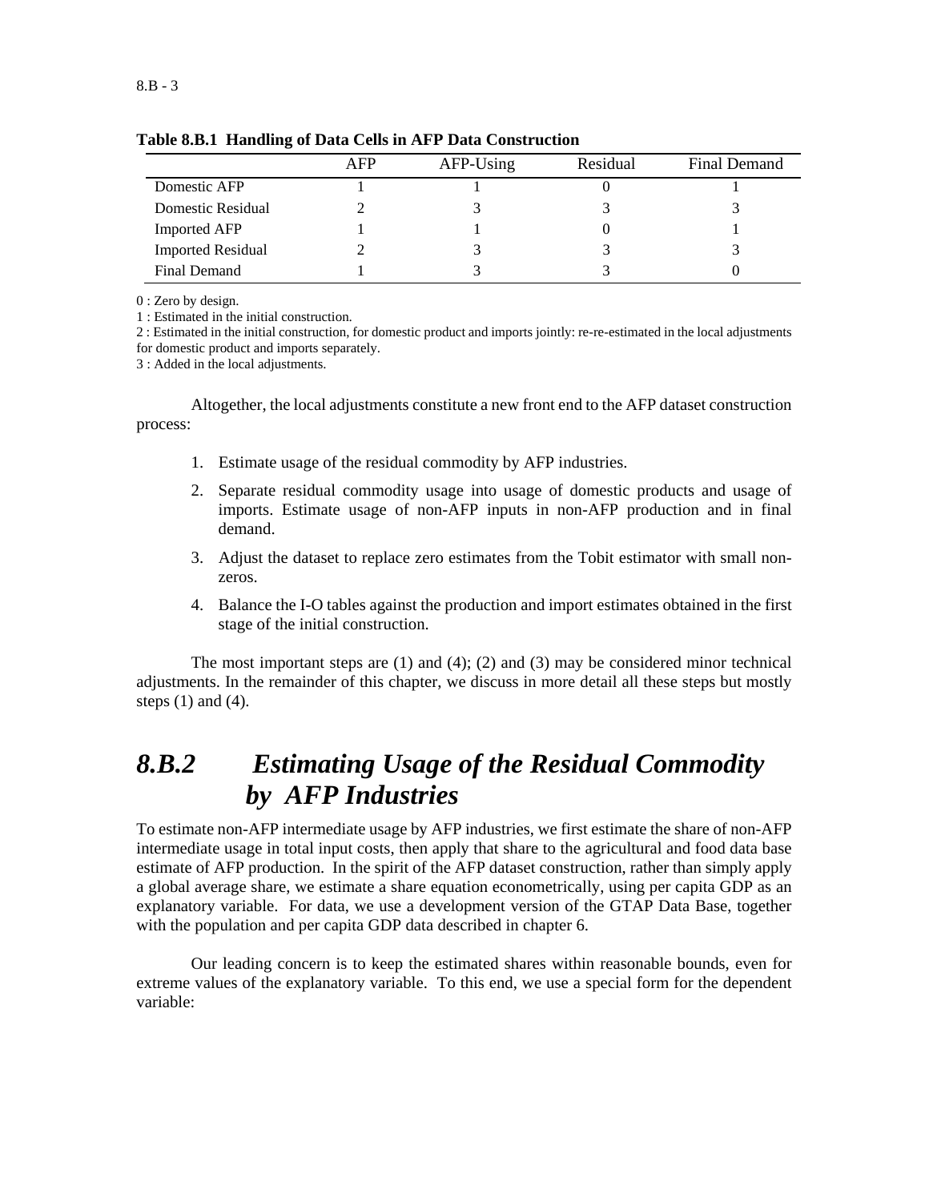**Table 8.B.1 Handling of Data Cells in AFP Data Construction**

| | AFP | AFP-Using | Residual | Final Demand |
|---|---|---|---|---|
| Domestic AFP | 1 | 1 | 0 | 1 |
| Domestic Residual | 2 | 3 | 3 | 3 |
| Imported AFP | 1 | 1 | 0 | 1 |
| Imported Residual | 2 | 3 | 3 | 3 |
| Final Demand | 1 | 3 | 3 | 0 |

0 : Zero by design.
1 : Estimated in the initial construction.
2 : Estimated in the initial construction, for domestic product and imports jointly: re-re-estimated in the local adjustments for domestic product and imports separately.
3 : Added in the local adjustments.

Altogether, the local adjustments constitute a new front end to the AFP dataset construction process:

1. Estimate usage of the residual commodity by AFP industries.
2. Separate residual commodity usage into usage of domestic products and usage of imports. Estimate usage of non-AFP inputs in non-AFP production and in final demand.
3. Adjust the dataset to replace zero estimates from the Tobit estimator with small non-zeros.
4. Balance the I-O tables against the production and import estimates obtained in the first stage of the initial construction.

The most important steps are (1) and (4); (2) and (3) may be considered minor technical adjustments. In the remainder of this chapter, we discuss in more detail all these steps but mostly steps (1) and (4).

## *8.B.2 Estimating Usage of the Residual Commodity by AFP Industries*

To estimate non-AFP intermediate usage by AFP industries, we first estimate the share of non-AFP intermediate usage in total input costs, then apply that share to the agricultural and food data base estimate of AFP production. In the spirit of the AFP dataset construction, rather than simply apply a global average share, we estimate a share equation econometrically, using per capita GDP as an explanatory variable. For data, we use a development version of the GTAP Data Base, together with the population and per capita GDP data described in chapter 6.

Our leading concern is to keep the estimated shares within reasonable bounds, even for extreme values of the explanatory variable. To this end, we use a special form for the dependent variable: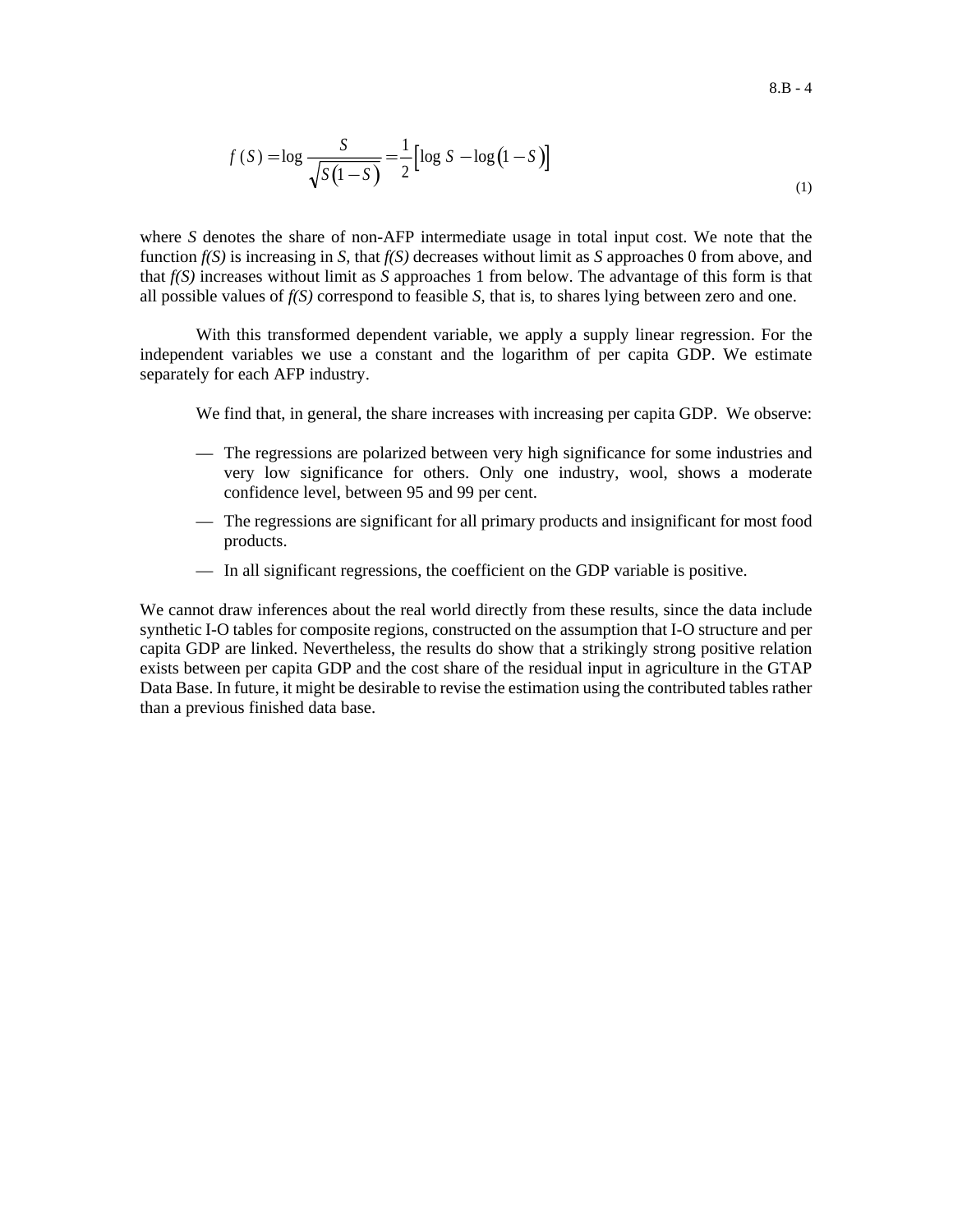$$f(S) = \log \frac{S}{\sqrt{S(1-S)}} = \frac{1}{2}\left[\log S - \log(1-S)\right] \tag{1}$$

where $S$ denotes the share of non-AFP intermediate usage in total input cost. We note that the function $f(S)$ is increasing in $S$, that $f(S)$ decreases without limit as $S$ approaches 0 from above, and that $f(S)$ increases without limit as $S$ approaches 1 from below. The advantage of this form is that all possible values of $f(S)$ correspond to feasible $S$, that is, to shares lying between zero and one.

With this transformed dependent variable, we apply a supply linear regression. For the independent variables we use a constant and the logarithm of per capita GDP. We estimate separately for each AFP industry.

We find that, in general, the share increases with increasing per capita GDP. We observe:

— The regressions are polarized between very high significance for some industries and very low significance for others. Only one industry, wool, shows a moderate confidence level, between 95 and 99 per cent.

— The regressions are significant for all primary products and insignificant for most food products.

— In all significant regressions, the coefficient on the GDP variable is positive.

We cannot draw inferences about the real world directly from these results, since the data include synthetic I-O tables for composite regions, constructed on the assumption that I-O structure and per capita GDP are linked. Nevertheless, the results do show that a strikingly strong positive relation exists between per capita GDP and the cost share of the residual input in agriculture in the GTAP Data Base. In future, it might be desirable to revise the estimation using the contributed tables rather than a previous finished data base.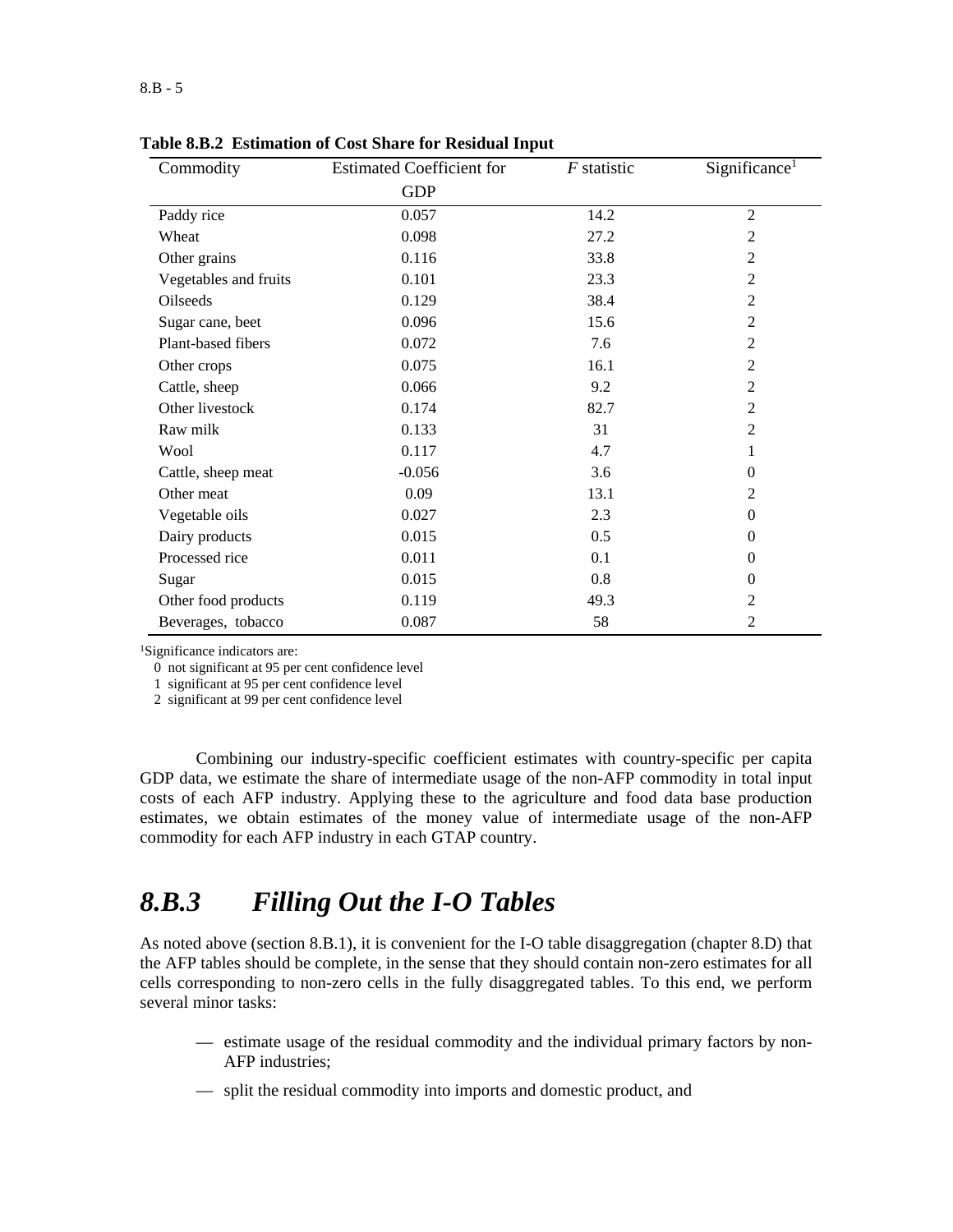**Table 8.B.2 Estimation of Cost Share for Residual Input**

| Commodity | Estimated Coefficient for GDP | $F$ statistic | Significance[1] |
|---|---|---|---|
| Paddy rice | 0.057 | 14.2 | 2 |
| Wheat | 0.098 | 27.2 | 2 |
| Other grains | 0.116 | 33.8 | 2 |
| Vegetables and fruits | 0.101 | 23.3 | 2 |
| Oilseeds | 0.129 | 38.4 | 2 |
| Sugar cane, beet | 0.096 | 15.6 | 2 |
| Plant-based fibers | 0.072 | 7.6 | 2 |
| Other crops | 0.075 | 16.1 | 2 |
| Cattle, sheep | 0.066 | 9.2 | 2 |
| Other livestock | 0.174 | 82.7 | 2 |
| Raw milk | 0.133 | 31 | 2 |
| Wool | 0.117 | 4.7 | 1 |
| Cattle, sheep meat | -0.056 | 3.6 | 0 |
| Other meat | 0.09 | 13.1 | 2 |
| Vegetable oils | 0.027 | 2.3 | 0 |
| Dairy products | 0.015 | 0.5 | 0 |
| Processed rice | 0.011 | 0.1 | 0 |
| Sugar | 0.015 | 0.8 | 0 |
| Other food products | 0.119 | 49.3 | 2 |
| Beverages, tobacco | 0.087 | 58 | 2 |

[1]Significance indicators are:
0 not significant at 95 per cent confidence level
1 significant at 95 per cent confidence level
2 significant at 99 per cent confidence level

Combining our industry-specific coefficient estimates with country-specific per capita GDP data, we estimate the share of intermediate usage of the non-AFP commodity in total input costs of each AFP industry. Applying these to the agriculture and food data base production estimates, we obtain estimates of the money value of intermediate usage of the non-AFP commodity for each AFP industry in each GTAP country.

## *8.B.3 Filling Out the I-O Tables*

As noted above (section 8.B.1), it is convenient for the I-O table disaggregation (chapter 8.D) that the AFP tables should be complete, in the sense that they should contain non-zero estimates for all cells corresponding to non-zero cells in the fully disaggregated tables. To this end, we perform several minor tasks:

- estimate usage of the residual commodity and the individual primary factors by non-AFP industries;
- split the residual commodity into imports and domestic product, and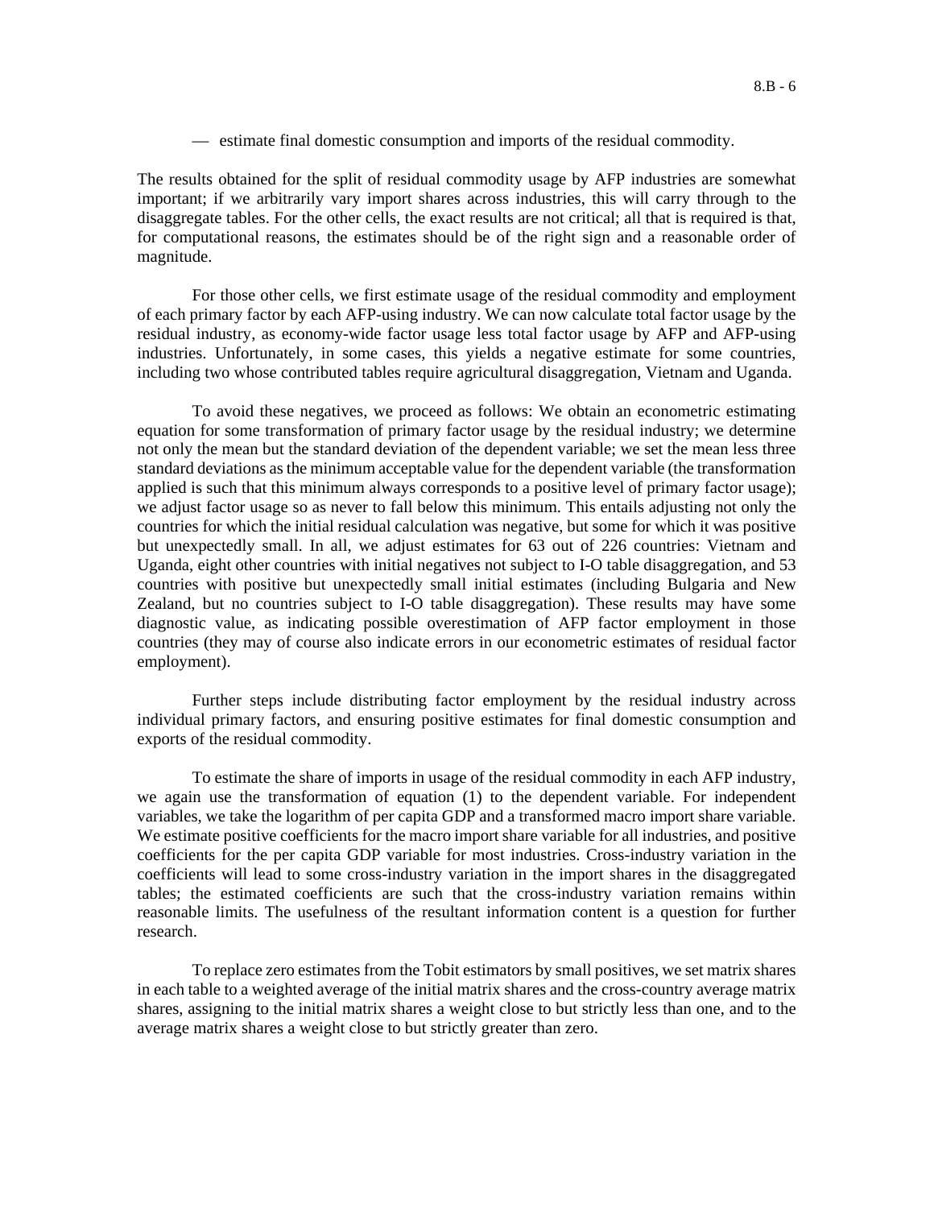— estimate final domestic consumption and imports of the residual commodity.

The results obtained for the split of residual commodity usage by AFP industries are somewhat important; if we arbitrarily vary import shares across industries, this will carry through to the disaggregate tables. For the other cells, the exact results are not critical; all that is required is that, for computational reasons, the estimates should be of the right sign and a reasonable order of magnitude.

For those other cells, we first estimate usage of the residual commodity and employment of each primary factor by each AFP-using industry. We can now calculate total factor usage by the residual industry, as economy-wide factor usage less total factor usage by AFP and AFP-using industries. Unfortunately, in some cases, this yields a negative estimate for some countries, including two whose contributed tables require agricultural disaggregation, Vietnam and Uganda.

To avoid these negatives, we proceed as follows: We obtain an econometric estimating equation for some transformation of primary factor usage by the residual industry; we determine not only the mean but the standard deviation of the dependent variable; we set the mean less three standard deviations as the minimum acceptable value for the dependent variable (the transformation applied is such that this minimum always corresponds to a positive level of primary factor usage); we adjust factor usage so as never to fall below this minimum. This entails adjusting not only the countries for which the initial residual calculation was negative, but some for which it was positive but unexpectedly small. In all, we adjust estimates for 63 out of 226 countries: Vietnam and Uganda, eight other countries with initial negatives not subject to I-O table disaggregation, and 53 countries with positive but unexpectedly small initial estimates (including Bulgaria and New Zealand, but no countries subject to I-O table disaggregation). These results may have some diagnostic value, as indicating possible overestimation of AFP factor employment in those countries (they may of course also indicate errors in our econometric estimates of residual factor employment).

Further steps include distributing factor employment by the residual industry across individual primary factors, and ensuring positive estimates for final domestic consumption and exports of the residual commodity.

To estimate the share of imports in usage of the residual commodity in each AFP industry, we again use the transformation of equation (1) to the dependent variable. For independent variables, we take the logarithm of per capita GDP and a transformed macro import share variable. We estimate positive coefficients for the macro import share variable for all industries, and positive coefficients for the per capita GDP variable for most industries. Cross-industry variation in the coefficients will lead to some cross-industry variation in the import shares in the disaggregated tables; the estimated coefficients are such that the cross-industry variation remains within reasonable limits. The usefulness of the resultant information content is a question for further research.

To replace zero estimates from the Tobit estimators by small positives, we set matrix shares in each table to a weighted average of the initial matrix shares and the cross-country average matrix shares, assigning to the initial matrix shares a weight close to but strictly less than one, and to the average matrix shares a weight close to but strictly greater than zero.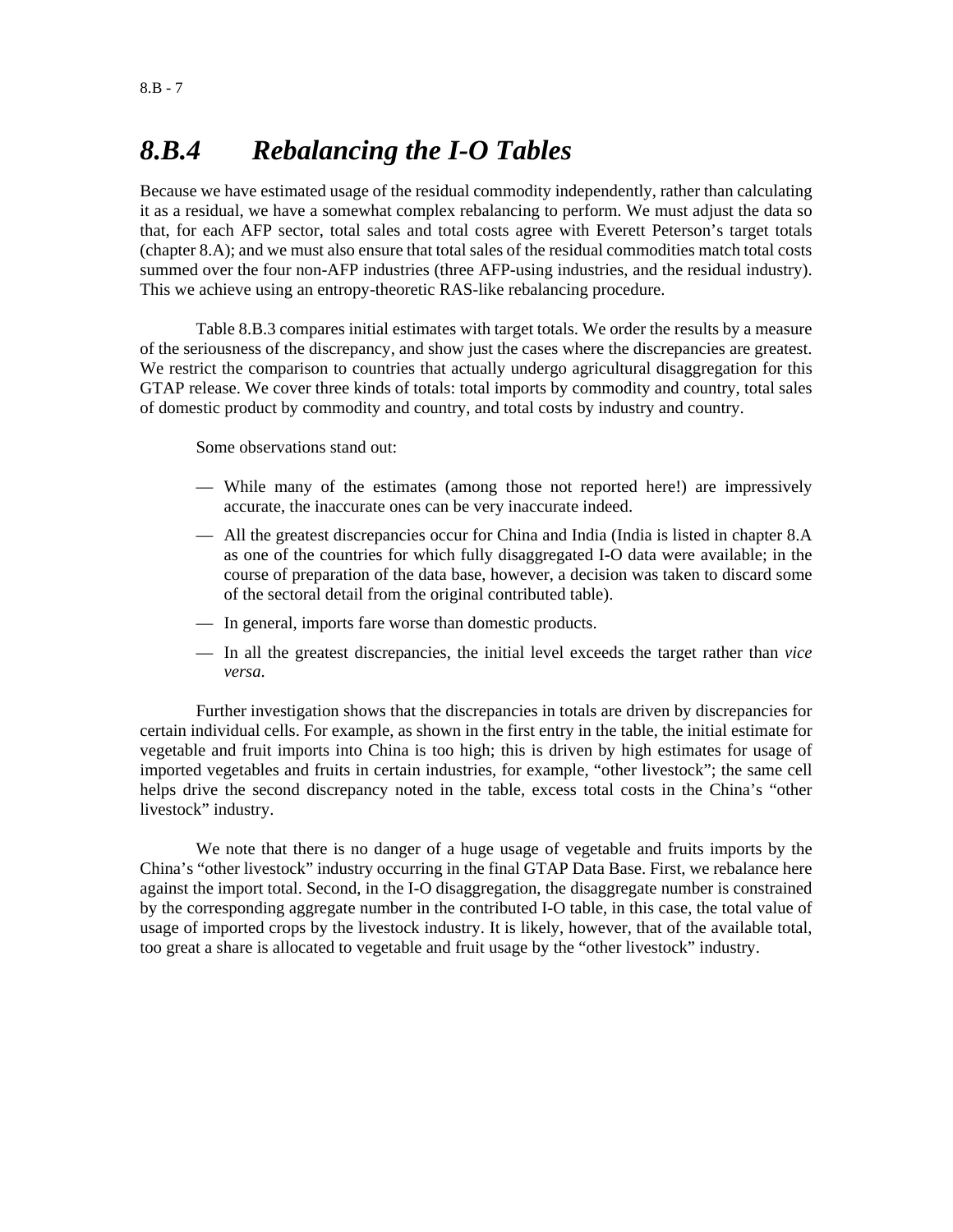## *8.B.4 Rebalancing the I-O Tables*

Because we have estimated usage of the residual commodity independently, rather than calculating it as a residual, we have a somewhat complex rebalancing to perform. We must adjust the data so that, for each AFP sector, total sales and total costs agree with Everett Peterson's target totals (chapter 8.A); and we must also ensure that total sales of the residual commodities match total costs summed over the four non-AFP industries (three AFP-using industries, and the residual industry). This we achieve using an entropy-theoretic RAS-like rebalancing procedure.

Table 8.B.3 compares initial estimates with target totals. We order the results by a measure of the seriousness of the discrepancy, and show just the cases where the discrepancies are greatest. We restrict the comparison to countries that actually undergo agricultural disaggregation for this GTAP release. We cover three kinds of totals: total imports by commodity and country, total sales of domestic product by commodity and country, and total costs by industry and country.

Some observations stand out:

- While many of the estimates (among those not reported here!) are impressively accurate, the inaccurate ones can be very inaccurate indeed.
- All the greatest discrepancies occur for China and India (India is listed in chapter 8.A as one of the countries for which fully disaggregated I-O data were available; in the course of preparation of the data base, however, a decision was taken to discard some of the sectoral detail from the original contributed table).
- In general, imports fare worse than domestic products.
- In all the greatest discrepancies, the initial level exceeds the target rather than *vice versa*.

Further investigation shows that the discrepancies in totals are driven by discrepancies for certain individual cells. For example, as shown in the first entry in the table, the initial estimate for vegetable and fruit imports into China is too high; this is driven by high estimates for usage of imported vegetables and fruits in certain industries, for example, "other livestock"; the same cell helps drive the second discrepancy noted in the table, excess total costs in the China's "other livestock" industry.

We note that there is no danger of a huge usage of vegetable and fruits imports by the China's "other livestock" industry occurring in the final GTAP Data Base. First, we rebalance here against the import total. Second, in the I-O disaggregation, the disaggregate number is constrained by the corresponding aggregate number in the contributed I-O table, in this case, the total value of usage of imported crops by the livestock industry. It is likely, however, that of the available total, too great a share is allocated to vegetable and fruit usage by the "other livestock" industry.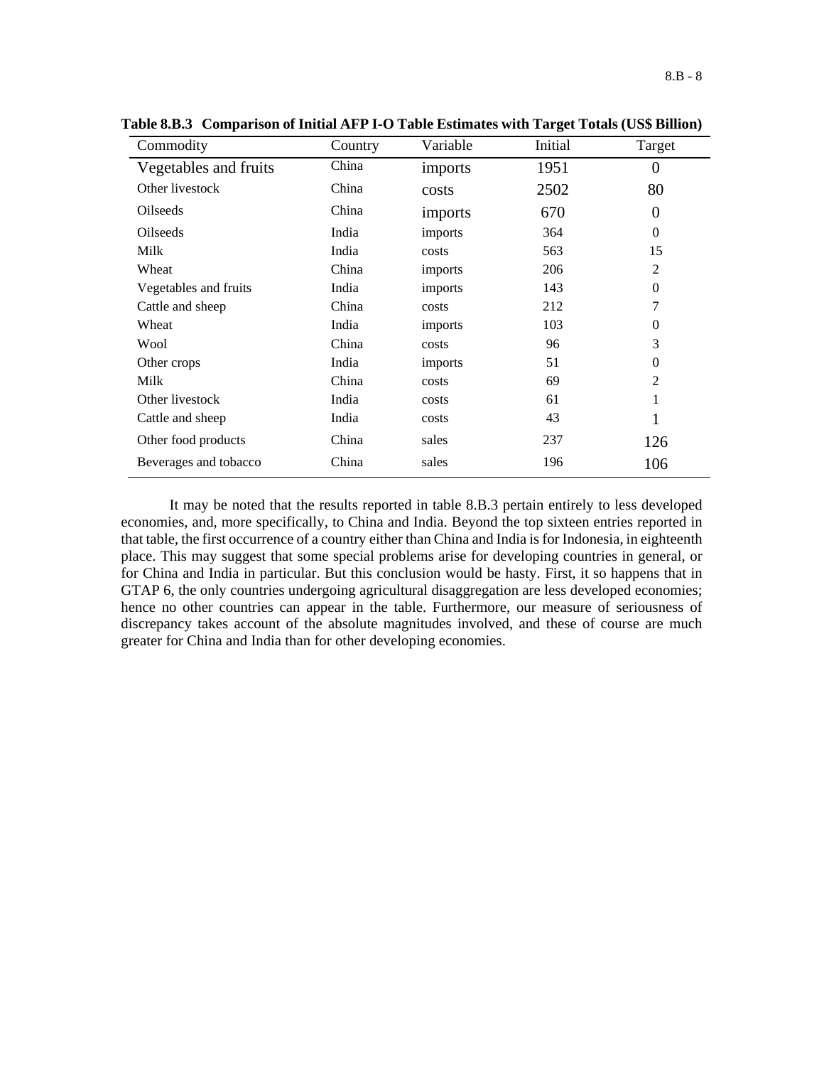**Table 8.B.3 Comparison of Initial AFP I-O Table Estimates with Target Totals (US$ Billion)**

| Commodity | Country | Variable | Initial | Target |
|---|---|---|---|---|
| Vegetables and fruits | China | imports | 1951 | 0 |
| Other livestock | China | costs | 2502 | 80 |
| Oilseeds | China | imports | 670 | 0 |
| Oilseeds | India | imports | 364 | 0 |
| Milk | India | costs | 563 | 15 |
| Wheat | China | imports | 206 | 2 |
| Vegetables and fruits | India | imports | 143 | 0 |
| Cattle and sheep | China | costs | 212 | 7 |
| Wheat | India | imports | 103 | 0 |
| Wool | China | costs | 96 | 3 |
| Other crops | India | imports | 51 | 0 |
| Milk | China | costs | 69 | 2 |
| Other livestock | India | costs | 61 | 1 |
| Cattle and sheep | India | costs | 43 | 1 |
| Other food products | China | sales | 237 | 126 |
| Beverages and tobacco | China | sales | 196 | 106 |

It may be noted that the results reported in table 8.B.3 pertain entirely to less developed economies, and, more specifically, to China and India. Beyond the top sixteen entries reported in that table, the first occurrence of a country either than China and India is for Indonesia, in eighteenth place. This may suggest that some special problems arise for developing countries in general, or for China and India in particular. But this conclusion would be hasty. First, it so happens that in GTAP 6, the only countries undergoing agricultural disaggregation are less developed economies; hence no other countries can appear in the table. Furthermore, our measure of seriousness of discrepancy takes account of the absolute magnitudes involved, and these of course are much greater for China and India than for other developing economies.